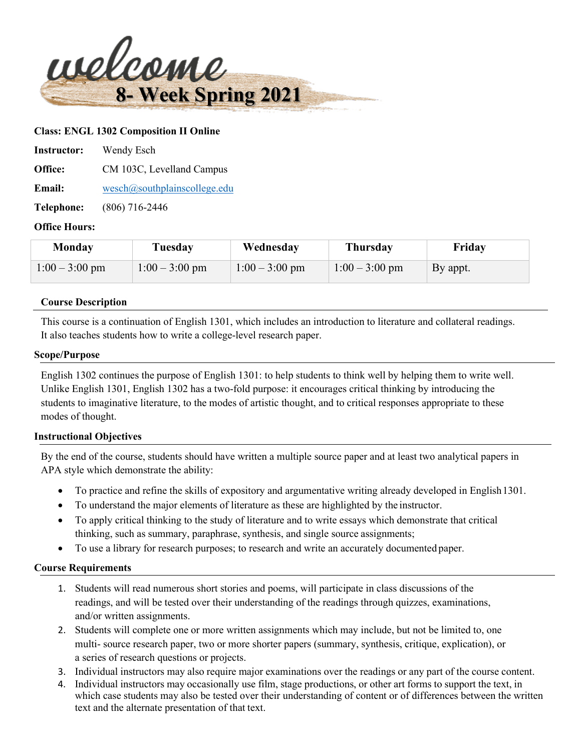# welcome
## 8- Week Spring 2021

**Class: ENGL 1302 Composition II Online**

**Instructor:** Wendy Esch

**Office:** CM 103C, Levelland Campus

**Email:** wesch@southplainscollege.edu

**Telephone:** (806) 716-2446

**Office Hours:**

| Monday | Tuesday | Wednesday | Thursday | Friday |
|---|---|---|---|---|
| 1:00 – 3:00 pm | 1:00 – 3:00 pm | 1:00 – 3:00 pm | 1:00 – 3:00 pm | By appt. |

### Course Description

This course is a continuation of English 1301, which includes an introduction to literature and collateral readings. It also teaches students how to write a college-level research paper.

### Scope/Purpose

English 1302 continues the purpose of English 1301: to help students to think well by helping them to write well. Unlike English 1301, English 1302 has a two-fold purpose: it encourages critical thinking by introducing the students to imaginative literature, to the modes of artistic thought, and to critical responses appropriate to these modes of thought.

### Instructional Objectives

By the end of the course, students should have written a multiple source paper and at least two analytical papers in APA style which demonstrate the ability:

- To practice and refine the skills of expository and argumentative writing already developed in English 1301.
- To understand the major elements of literature as these are highlighted by the instructor.
- To apply critical thinking to the study of literature and to write essays which demonstrate that critical thinking, such as summary, paraphrase, synthesis, and single source assignments;
- To use a library for research purposes; to research and write an accurately documented paper.

### Course Requirements

1. Students will read numerous short stories and poems, will participate in class discussions of the readings, and will be tested over their understanding of the readings through quizzes, examinations, and/or written assignments.
2. Students will complete one or more written assignments which may include, but not be limited to, one multi- source research paper, two or more shorter papers (summary, synthesis, critique, explication), or a series of research questions or projects.
3. Individual instructors may also require major examinations over the readings or any part of the course content.
4. Individual instructors may occasionally use film, stage productions, or other art forms to support the text, in which case students may also be tested over their understanding of content or of differences between the written text and the alternate presentation of that text.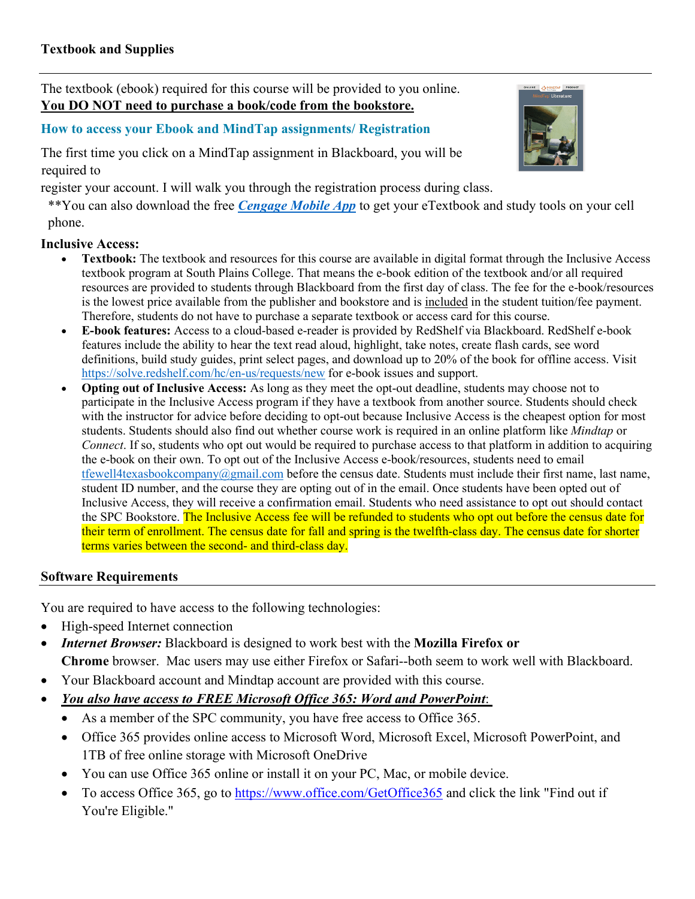**Textbook and Supplies**

---

The textbook (ebook) required for this course will be provided to you online.
**<u>You DO NOT need to purchase a book/code from the bookstore.</u>**

**How to access your Ebook and MindTap assignments/ Registration**

The first time you click on a MindTap assignment in Blackboard, you will be required to register your account. I will walk you through the registration process during class.

**You can also download the free ***Cengage Mobile App*** to get your eTextbook and study tools on your cell phone.

**Inclusive Access:**

- **Textbook:** The textbook and resources for this course are available in digital format through the Inclusive Access textbook program at South Plains College. That means the e-book edition of the textbook and/or all required resources are provided to students through Blackboard from the first day of class. The fee for the e-book/resources is the lowest price available from the publisher and bookstore and is <u>included</u> in the student tuition/fee payment. Therefore, students do not have to purchase a separate textbook or access card for this course.
- **E-book features:** Access to a cloud-based e-reader is provided by RedShelf via Blackboard. RedShelf e-book features include the ability to hear the text read aloud, highlight, take notes, create flash cards, see word definitions, build study guides, print select pages, and download up to 20% of the book for offline access. Visit https://solve.redshelf.com/hc/en-us/requests/new for e-book issues and support.
- **Opting out of Inclusive Access:** As long as they meet the opt-out deadline, students may choose not to participate in the Inclusive Access program if they have a textbook from another source. Students should check with the instructor for advice before deciding to opt-out because Inclusive Access is the cheapest option for most students. Students should also find out whether course work is required in an online platform like *Mindtap* or *Connect*. If so, students who opt out would be required to purchase access to that platform in addition to acquiring the e-book on their own. To opt out of the Inclusive Access e-book/resources, students need to email tfewell4texasbookcompany@gmail.com before the census date. Students must include their first name, last name, student ID number, and the course they are opting out of in the email. Once students have been opted out of Inclusive Access, they will receive a confirmation email. Students who need assistance to opt out should contact the SPC Bookstore. The Inclusive Access fee will be refunded to students who opt out before the census date for their term of enrollment. The census date for fall and spring is the twelfth-class day. The census date for shorter terms varies between the second- and third-class day.

**Software Requirements**

---

You are required to have access to the following technologies:

- High-speed Internet connection
- ***Internet Browser:*** Blackboard is designed to work best with the **Mozilla Firefox or Chrome** browser. Mac users may use either Firefox or Safari--both seem to work well with Blackboard.
- Your Blackboard account and Mindtap account are provided with this course.
- ***<u>You also have access to FREE Microsoft Office 365: Word and PowerPoint:</u>***
  - As a member of the SPC community, you have free access to Office 365.
  - Office 365 provides online access to Microsoft Word, Microsoft Excel, Microsoft PowerPoint, and 1TB of free online storage with Microsoft OneDrive
  - You can use Office 365 online or install it on your PC, Mac, or mobile device.
  - To access Office 365, go to https://www.office.com/GetOffice365 and click the link "Find out if You're Eligible."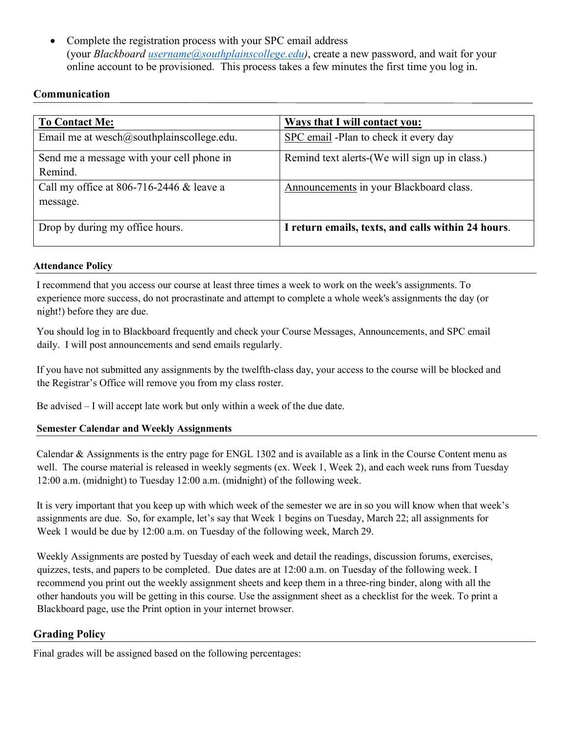- Complete the registration process with your SPC email address (your *Blackboard* username@southplainscollege.edu*)*, create a new password, and wait for your online account to be provisioned. This process takes a few minutes the first time you log in.

## Communication

| To Contact Me: | Ways that I will contact you: |
|---|---|
| Email me at wesch@southplainscollege.edu. | SPC email -Plan to check it every day |
| Send me a message with your cell phone in Remind. | Remind text alerts-(We will sign up in class.) |
| Call my office at 806-716-2446 & leave a message. | Announcements in your Blackboard class. |
| Drop by during my office hours. | **I return emails, texts, and calls within 24 hours**. |

### Attendance Policy

I recommend that you access our course at least three times a week to work on the week's assignments. To experience more success, do not procrastinate and attempt to complete a whole week's assignments the day (or night!) before they are due.

You should log in to Blackboard frequently and check your Course Messages, Announcements, and SPC email daily. I will post announcements and send emails regularly.

If you have not submitted any assignments by the twelfth-class day, your access to the course will be blocked and the Registrar's Office will remove you from my class roster.

Be advised – I will accept late work but only within a week of the due date.

### Semester Calendar and Weekly Assignments

Calendar & Assignments is the entry page for ENGL 1302 and is available as a link in the Course Content menu as well. The course material is released in weekly segments (ex. Week 1, Week 2), and each week runs from Tuesday 12:00 a.m. (midnight) to Tuesday 12:00 a.m. (midnight) of the following week.

It is very important that you keep up with which week of the semester we are in so you will know when that week's assignments are due. So, for example, let's say that Week 1 begins on Tuesday, March 22; all assignments for Week 1 would be due by 12:00 a.m. on Tuesday of the following week, March 29.

Weekly Assignments are posted by Tuesday of each week and detail the readings, discussion forums, exercises, quizzes, tests, and papers to be completed. Due dates are at 12:00 a.m. on Tuesday of the following week. I recommend you print out the weekly assignment sheets and keep them in a three-ring binder, along with all the other handouts you will be getting in this course. Use the assignment sheet as a checklist for the week. To print a Blackboard page, use the Print option in your internet browser.

## Grading Policy

Final grades will be assigned based on the following percentages: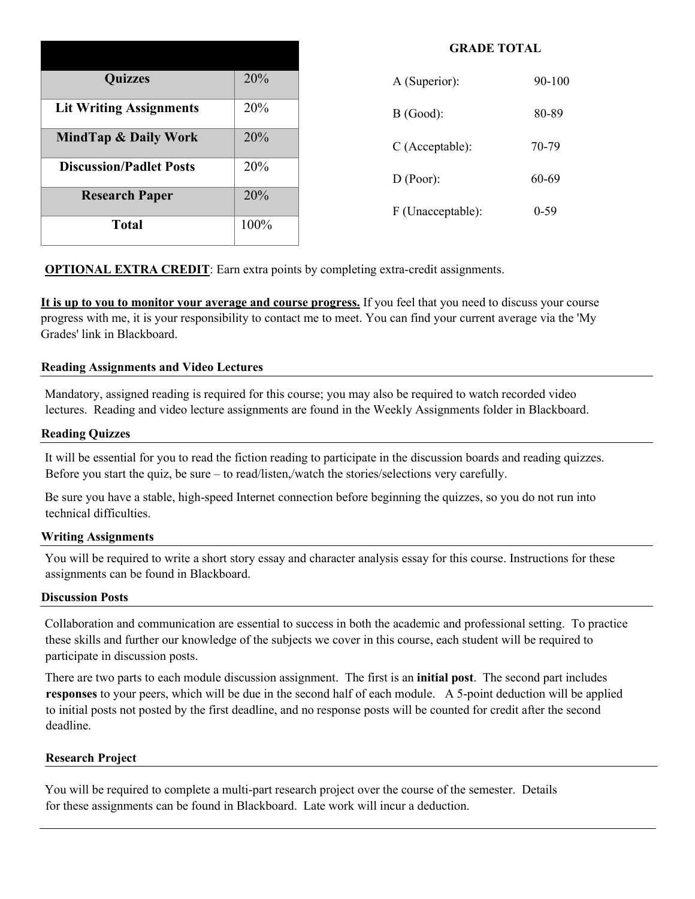| | |
|---|---|
| **Quizzes** | 20% |
| **Lit Writing Assignments** | 20% |
| **MindTap & Daily Work** | 20% |
| **Discussion/Padlet Posts** | 20% |
| **Research Paper** | 20% |
| **Total** | 100% |

**GRADE TOTAL**

| | |
|---|---|
| A (Superior): | 90-100 |
| B (Good): | 80-89 |
| C (Acceptable): | 70-79 |
| D (Poor): | 60-69 |
| F (Unacceptable): | 0-59 |

**OPTIONAL EXTRA CREDIT**: Earn extra points by completing extra-credit assignments.

**It is up to you to monitor your average and course progress.** If you feel that you need to discuss your course progress with me, it is your responsibility to contact me to meet. You can find your current average via the 'My Grades' link in Blackboard.

#### Reading Assignments and Video Lectures

Mandatory, assigned reading is required for this course; you may also be required to watch recorded video lectures. Reading and video lecture assignments are found in the Weekly Assignments folder in Blackboard.

#### Reading Quizzes

It will be essential for you to read the fiction reading to participate in the discussion boards and reading quizzes. Before you start the quiz, be sure – to read/listen,/watch the stories/selections very carefully.

Be sure you have a stable, high-speed Internet connection before beginning the quizzes, so you do not run into technical difficulties.

#### Writing Assignments

You will be required to write a short story essay and character analysis essay for this course. Instructions for these assignments can be found in Blackboard.

#### Discussion Posts

Collaboration and communication are essential to success in both the academic and professional setting. To practice these skills and further our knowledge of the subjects we cover in this course, each student will be required to participate in discussion posts.

There are two parts to each module discussion assignment. The first is an **initial post**. The second part includes **responses** to your peers, which will be due in the second half of each module. A 5-point deduction will be applied to initial posts not posted by the first deadline, and no response posts will be counted for credit after the second deadline.

#### Research Project

You will be required to complete a multi-part research project over the course of the semester. Details for these assignments can be found in Blackboard. Late work will incur a deduction.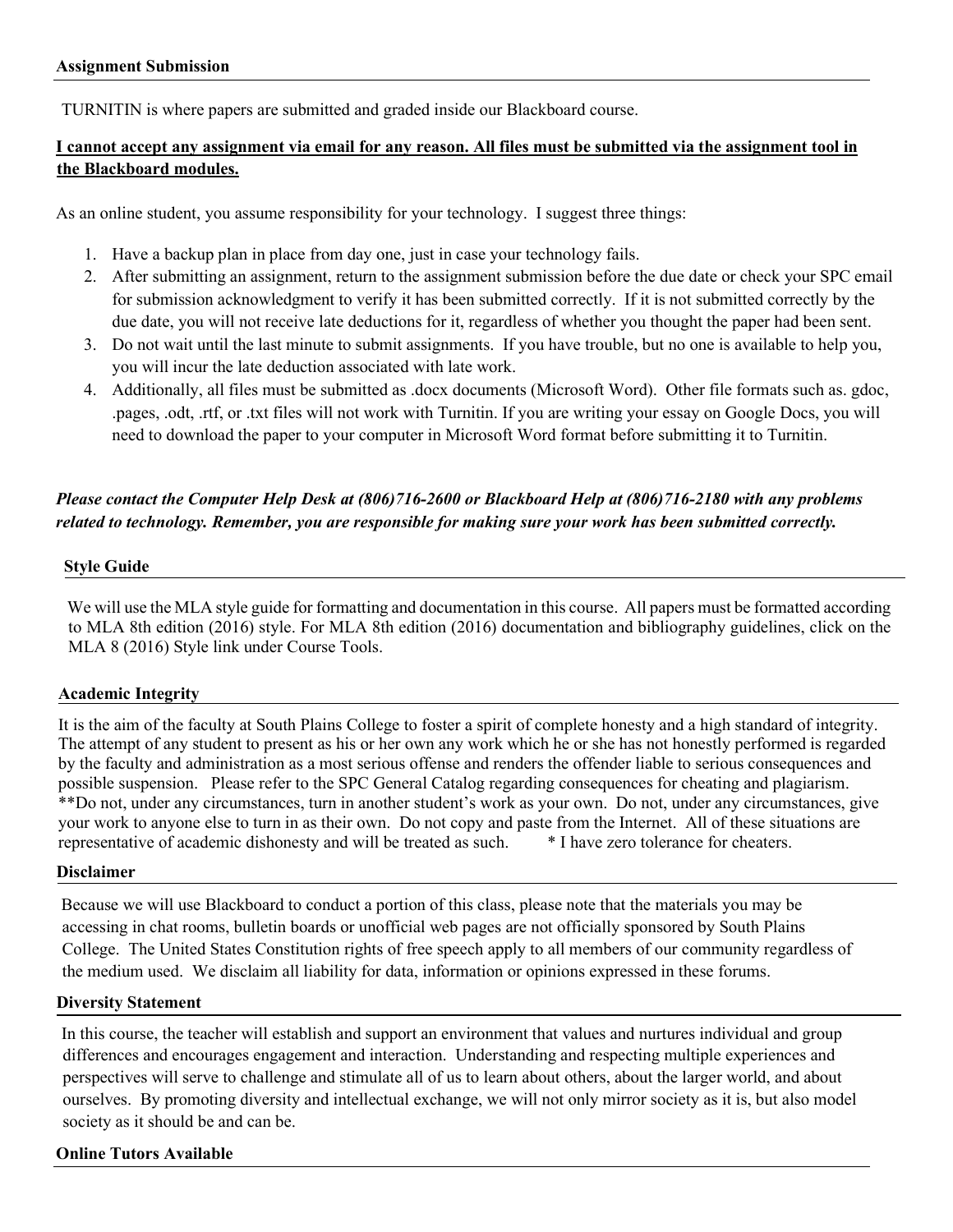## Assignment Submission

TURNITIN is where papers are submitted and graded inside our Blackboard course.

**<u>I cannot accept any assignment via email for any reason. All files must be submitted via the assignment tool in the Blackboard modules.</u>**

As an online student, you assume responsibility for your technology. I suggest three things:

1. Have a backup plan in place from day one, just in case your technology fails.
2. After submitting an assignment, return to the assignment submission before the due date or check your SPC email for submission acknowledgment to verify it has been submitted correctly. If it is not submitted correctly by the due date, you will not receive late deductions for it, regardless of whether you thought the paper had been sent.
3. Do not wait until the last minute to submit assignments. If you have trouble, but no one is available to help you, you will incur the late deduction associated with late work.
4. Additionally, all files must be submitted as .docx documents (Microsoft Word). Other file formats such as. gdoc, .pages, .odt, .rtf, or .txt files will not work with Turnitin. If you are writing your essay on Google Docs, you will need to download the paper to your computer in Microsoft Word format before submitting it to Turnitin.

***Please contact the Computer Help Desk at (806)716-2600 or Blackboard Help at (806)716-2180 with any problems related to technology. Remember, you are responsible for making sure your work has been submitted correctly.***

## Style Guide

We will use the MLA style guide for formatting and documentation in this course. All papers must be formatted according to MLA 8th edition (2016) style. For MLA 8th edition (2016) documentation and bibliography guidelines, click on the MLA 8 (2016) Style link under Course Tools.

## Academic Integrity

It is the aim of the faculty at South Plains College to foster a spirit of complete honesty and a high standard of integrity. The attempt of any student to present as his or her own any work which he or she has not honestly performed is regarded by the faculty and administration as a most serious offense and renders the offender liable to serious consequences and possible suspension. Please refer to the SPC General Catalog regarding consequences for cheating and plagiarism. **Do not, under any circumstances, turn in another student's work as your own. Do not, under any circumstances, give your work to anyone else to turn in as their own. Do not copy and paste from the Internet. All of these situations are representative of academic dishonesty and will be treated as such. * I have zero tolerance for cheaters.

## Disclaimer

Because we will use Blackboard to conduct a portion of this class, please note that the materials you may be accessing in chat rooms, bulletin boards or unofficial web pages are not officially sponsored by South Plains College. The United States Constitution rights of free speech apply to all members of our community regardless of the medium used. We disclaim all liability for data, information or opinions expressed in these forums.

## Diversity Statement

In this course, the teacher will establish and support an environment that values and nurtures individual and group differences and encourages engagement and interaction. Understanding and respecting multiple experiences and perspectives will serve to challenge and stimulate all of us to learn about others, about the larger world, and about ourselves. By promoting diversity and intellectual exchange, we will not only mirror society as it is, but also model society as it should be and can be.

## Online Tutors Available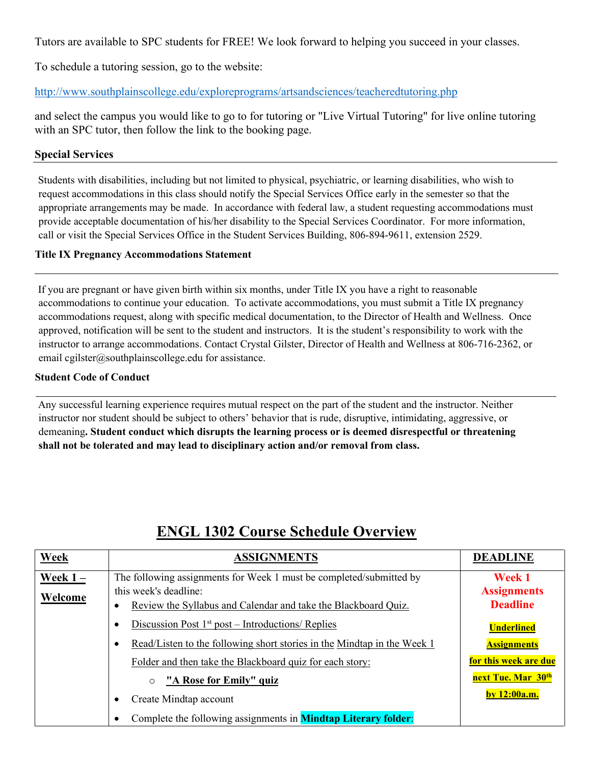Tutors are available to SPC students for FREE! We look forward to helping you succeed in your classes.

To schedule a tutoring session, go to the website:

http://www.southplainscollege.edu/exploreprograms/artsandsciences/teacheredtutoring.php

and select the campus you would like to go to for tutoring or "Live Virtual Tutoring" for live online tutoring with an SPC tutor, then follow the link to the booking page.

### Special Services

Students with disabilities, including but not limited to physical, psychiatric, or learning disabilities, who wish to request accommodations in this class should notify the Special Services Office early in the semester so that the appropriate arrangements may be made. In accordance with federal law, a student requesting accommodations must provide acceptable documentation of his/her disability to the Special Services Coordinator. For more information, call or visit the Special Services Office in the Student Services Building, 806-894-9611, extension 2529.

### Title IX Pregnancy Accommodations Statement

If you are pregnant or have given birth within six months, under Title IX you have a right to reasonable accommodations to continue your education. To activate accommodations, you must submit a Title IX pregnancy accommodations request, along with specific medical documentation, to the Director of Health and Wellness. Once approved, notification will be sent to the student and instructors. It is the student's responsibility to work with the instructor to arrange accommodations. Contact Crystal Gilster, Director of Health and Wellness at 806-716-2362, or email cgilster@southplainscollege.edu for assistance.

### Student Code of Conduct

Any successful learning experience requires mutual respect on the part of the student and the instructor. Neither instructor nor student should be subject to others' behavior that is rude, disruptive, intimidating, aggressive, or demeaning**. Student conduct which disrupts the learning process or is deemed disrespectful or threatening shall not be tolerated and may lead to disciplinary action and/or removal from class.**

## ENGL 1302 Course Schedule Overview

| Week | ASSIGNMENTS | DEADLINE |
|---|---|---|
| **Week 1 – Welcome** | The following assignments for Week 1 must be completed/submitted by this week's deadline:<br>• Review the Syllabus and Calendar and take the Blackboard Quiz.<br>• Discussion Post 1st post – Introductions/ Replies<br>• Read/Listen to the following short stories in the Mindtap in the Week 1 Folder and then take the Blackboard quiz for each story:<br>  ○ **"A Rose for Emily" quiz**<br>• Create Mindtap account<br>• Complete the following assignments in **Mindtap Literary folder**: | **Week 1 Assignments Deadline**<br><br>**Underlined Assignments for this week are due next Tue. Mar 30th by 12:00a.m.** |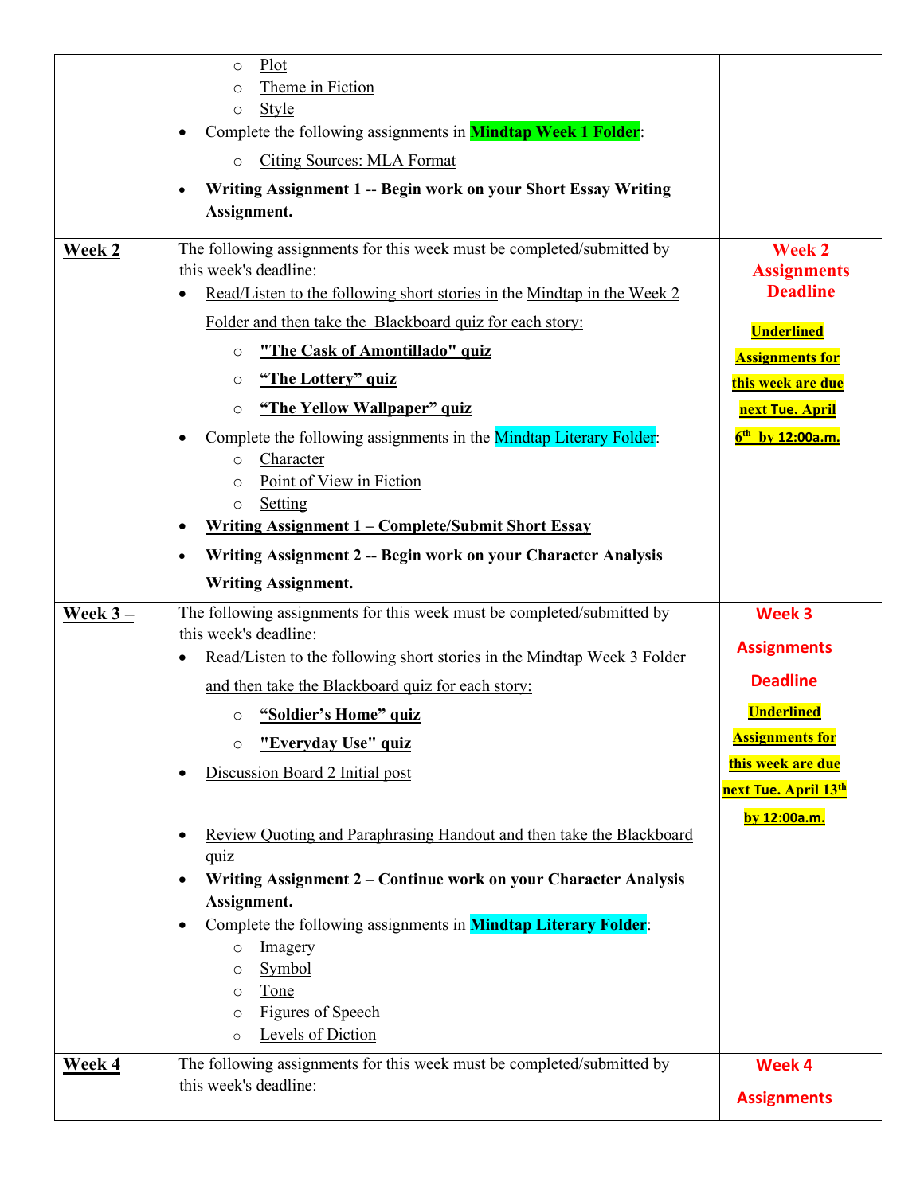| | | |
|---|---|---|
| | ○ Plot<br>○ Theme in Fiction<br>○ Style<br>• Complete the following assignments in **Mindtap Week 1 Folder**:<br>○ Citing Sources: MLA Format<br>• **Writing Assignment 1 -- Begin work on your Short Essay Writing Assignment.** | |
| **Week 2** | The following assignments for this week must be completed/submitted by this week's deadline:<br>• Read/Listen to the following short stories in the Mindtap in the Week 2 Folder and then take the Blackboard quiz for each story:<br>○ **"The Cask of Amontillado" quiz**<br>○ **"The Lottery" quiz**<br>○ **"The Yellow Wallpaper" quiz**<br>• Complete the following assignments in the Mindtap Literary Folder:<br>○ Character<br>○ Point of View in Fiction<br>○ Setting<br>• **Writing Assignment 1 – Complete/Submit Short Essay**<br>• **Writing Assignment 2 -- Begin work on your Character Analysis Writing Assignment.** | **Week 2 Assignments Deadline**<br><br>**Underlined Assignments for this week are due next Tue. April 6th by 12:00a.m.** |
| **Week 3 –** | The following assignments for this week must be completed/submitted by this week's deadline:<br>• Read/Listen to the following short stories in the Mindtap Week 3 Folder and then take the Blackboard quiz for each story:<br>○ **"Soldier's Home" quiz**<br>○ **"Everyday Use" quiz**<br>• Discussion Board 2 Initial post<br>• Review Quoting and Paraphrasing Handout and then take the Blackboard quiz<br>• **Writing Assignment 2 – Continue work on your Character Analysis Assignment.**<br>• Complete the following assignments in **Mindtap Literary Folder**:<br>○ Imagery<br>○ Symbol<br>○ Tone<br>○ Figures of Speech<br>○ Levels of Diction | **Week 3 Assignments Deadline**<br><br>**Underlined Assignments for this week are due next Tue. April 13th by 12:00a.m.** |
| **Week 4** | The following assignments for this week must be completed/submitted by this week's deadline: | **Week 4 Assignments** |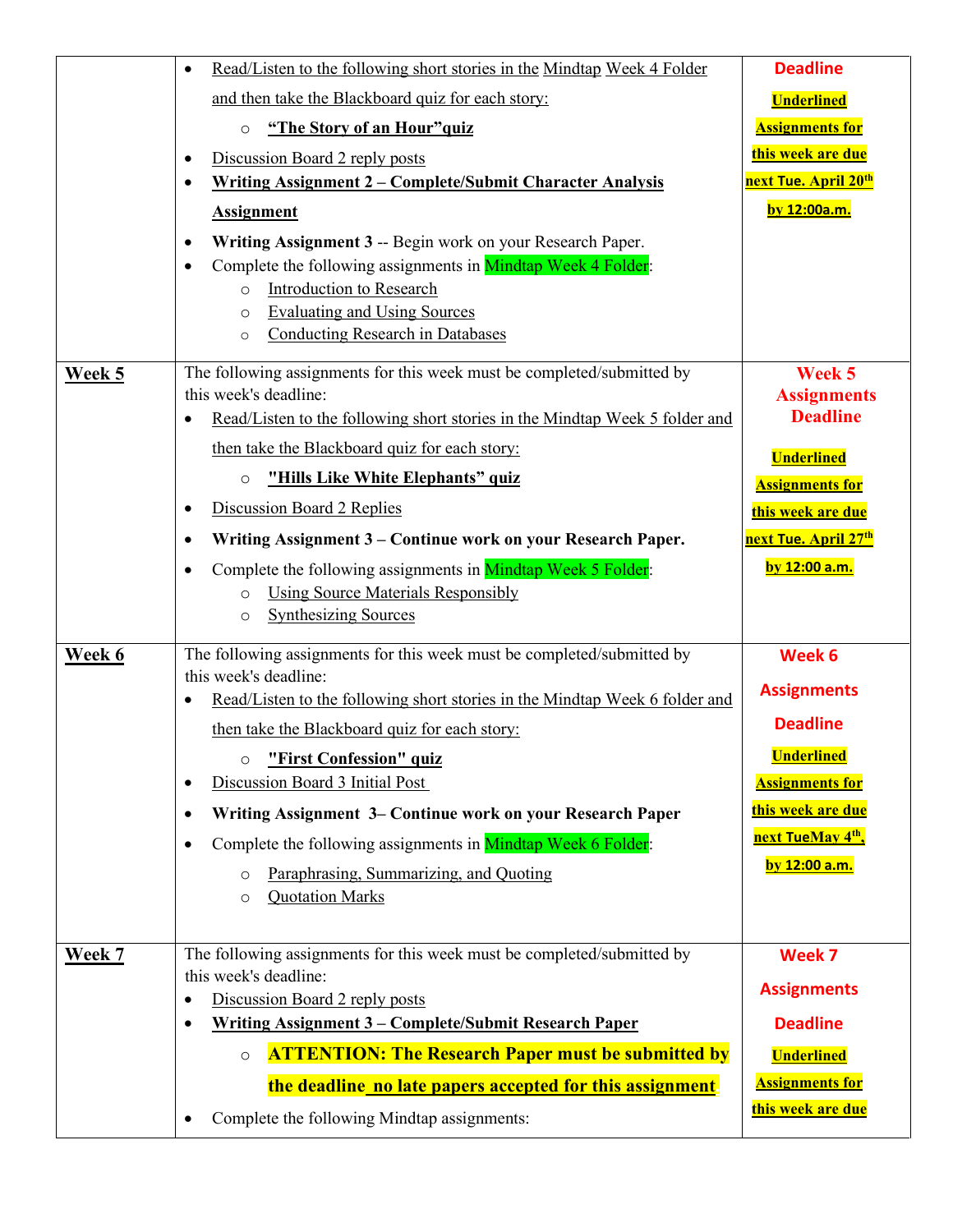| | | |
|---|---|---|
| | • Read/Listen to the following short stories in the Mindtap Week 4 Folder and then take the Blackboard quiz for each story:<br>  ○ **"The Story of an Hour"quiz**<br>• Discussion Board 2 reply posts<br>• **Writing Assignment 2 – Complete/Submit Character Analysis Assignment**<br>• **Writing Assignment 3** -- Begin work on your Research Paper.<br>• Complete the following assignments in Mindtap Week 4 Folder:<br>  ○ Introduction to Research<br>  ○ Evaluating and Using Sources<br>  ○ Conducting Research in Databases | **Deadline**<br>**Underlined Assignments for this week are due next Tue. April 20th by 12:00a.m.** |
| **Week 5** | The following assignments for this week must be completed/submitted by this week's deadline:<br>• Read/Listen to the following short stories in the Mindtap Week 5 folder and then take the Blackboard quiz for each story:<br>  ○ **"Hills Like White Elephants" quiz**<br>• Discussion Board 2 Replies<br>• **Writing Assignment 3 – Continue work on your Research Paper.**<br>• Complete the following assignments in Mindtap Week 5 Folder:<br>  ○ Using Source Materials Responsibly<br>  ○ Synthesizing Sources | **Week 5 Assignments Deadline**<br>**Underlined Assignments for this week are due next Tue. April 27th by 12:00 a.m.** |
| **Week 6** | The following assignments for this week must be completed/submitted by this week's deadline:<br>• Read/Listen to the following short stories in the Mindtap Week 6 folder and then take the Blackboard quiz for each story:<br>  ○ **"First Confession" quiz**<br>• Discussion Board 3 Initial Post<br>• **Writing Assignment 3– Continue work on your Research Paper**<br>• Complete the following assignments in Mindtap Week 6 Folder:<br>  ○ Paraphrasing, Summarizing, and Quoting<br>  ○ Quotation Marks | **Week 6 Assignments Deadline**<br>**Underlined Assignments for this week are due next TueMay 4th, by 12:00 a.m.** |
| **Week 7** | The following assignments for this week must be completed/submitted by this week's deadline:<br>• Discussion Board 2 reply posts<br>• **Writing Assignment 3 – Complete/Submit Research Paper**<br>  ○ **ATTENTION: The Research Paper must be submitted by the deadline no late papers accepted for this assignment**<br>• Complete the following Mindtap assignments: | **Week 7 Assignments Deadline**<br>**Underlined Assignments for this week are due** |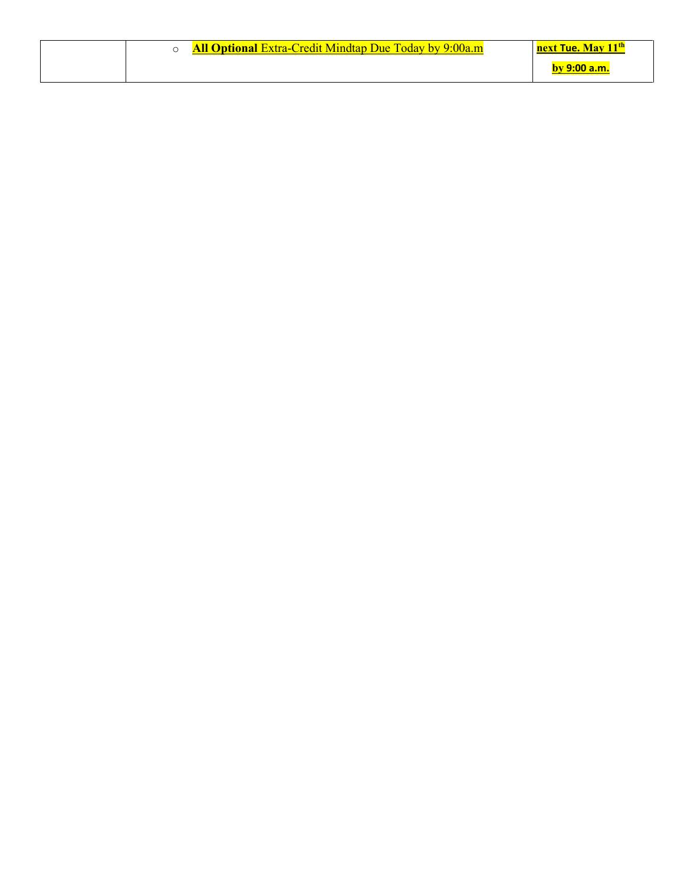| | | |
|---|---|---|
| | ○ **All Optional** Extra-Credit Mindtap Due Today by 9:00a.m | **next Tue. May 11th by 9:00 a.m.** |